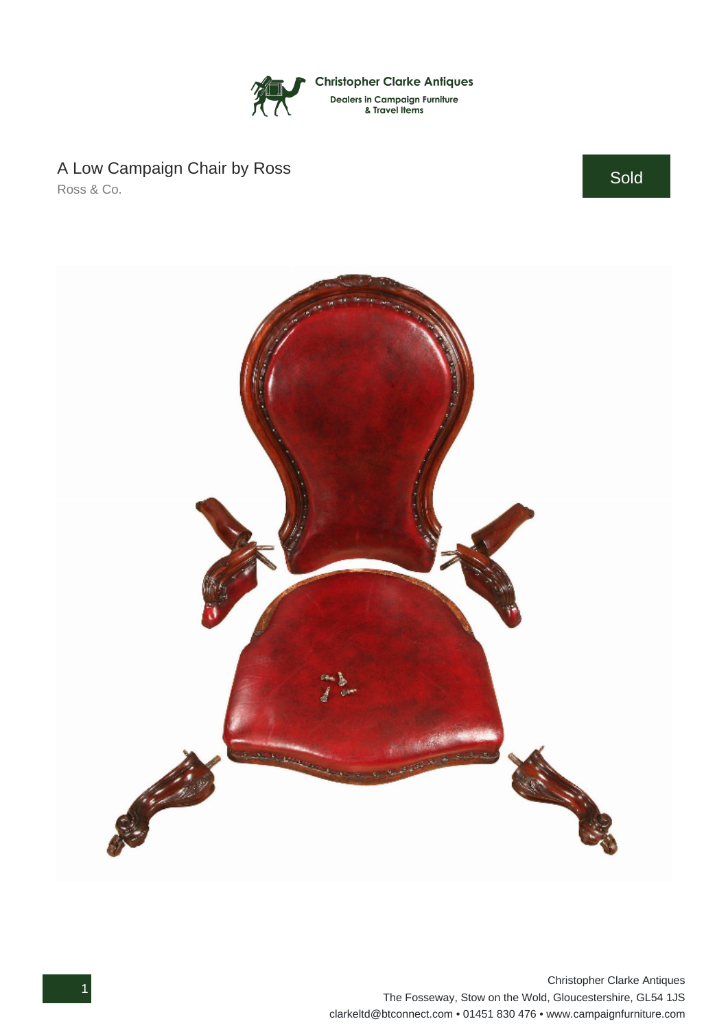Christopher Clarke Antiques

Dealers in Campaign Furniture & Travel Items

# A Low Campaign Chair by Ross

Ross & Co.

Sold

Christopher Clarke Antiques
The Fosseway, Stow on the Wold, Gloucestershire, GL54 1JS
clarkeltd@btconnect.com • 01451 830 476 • www.campaignfurniture.com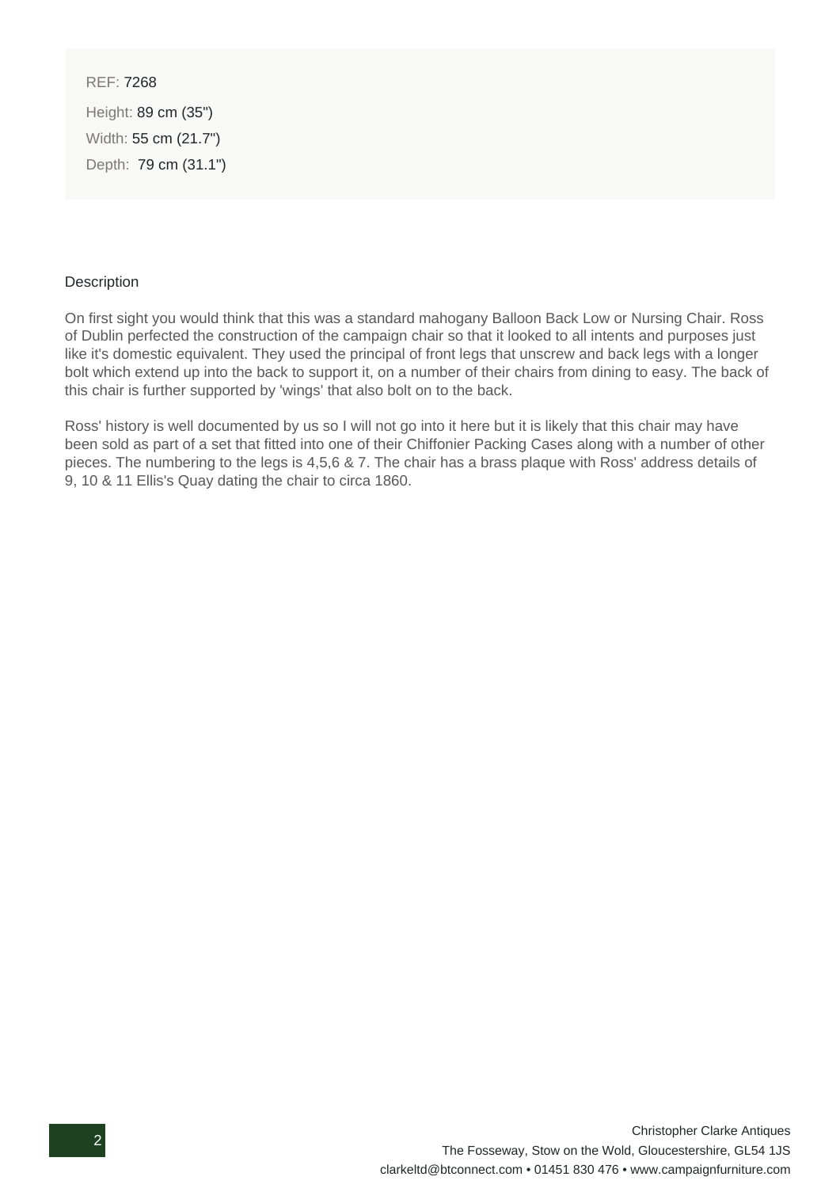REF: 7268

Height: 89 cm (35")

Width: 55 cm (21.7")

Depth: 79 cm (31.1")

## Description

On first sight you would think that this was a standard mahogany Balloon Back Low or Nursing Chair. Ross of Dublin perfected the construction of the campaign chair so that it looked to all intents and purposes just like it's domestic equivalent. They used the principal of front legs that unscrew and back legs with a longer bolt which extend up into the back to support it, on a number of their chairs from dining to easy. The back of this chair is further supported by 'wings' that also bolt on to the back.

Ross' history is well documented by us so I will not go into it here but it is likely that this chair may have been sold as part of a set that fitted into one of their Chiffonier Packing Cases along with a number of other pieces. The numbering to the legs is 4,5,6 & 7. The chair has a brass plaque with Ross' address details of 9, 10 & 11 Ellis's Quay dating the chair to circa 1860.

Christopher Clarke Antiques
The Fosseway, Stow on the Wold, Gloucestershire, GL54 1JS
clarkeltd@btconnect.com • 01451 830 476 • www.campaignfurniture.com